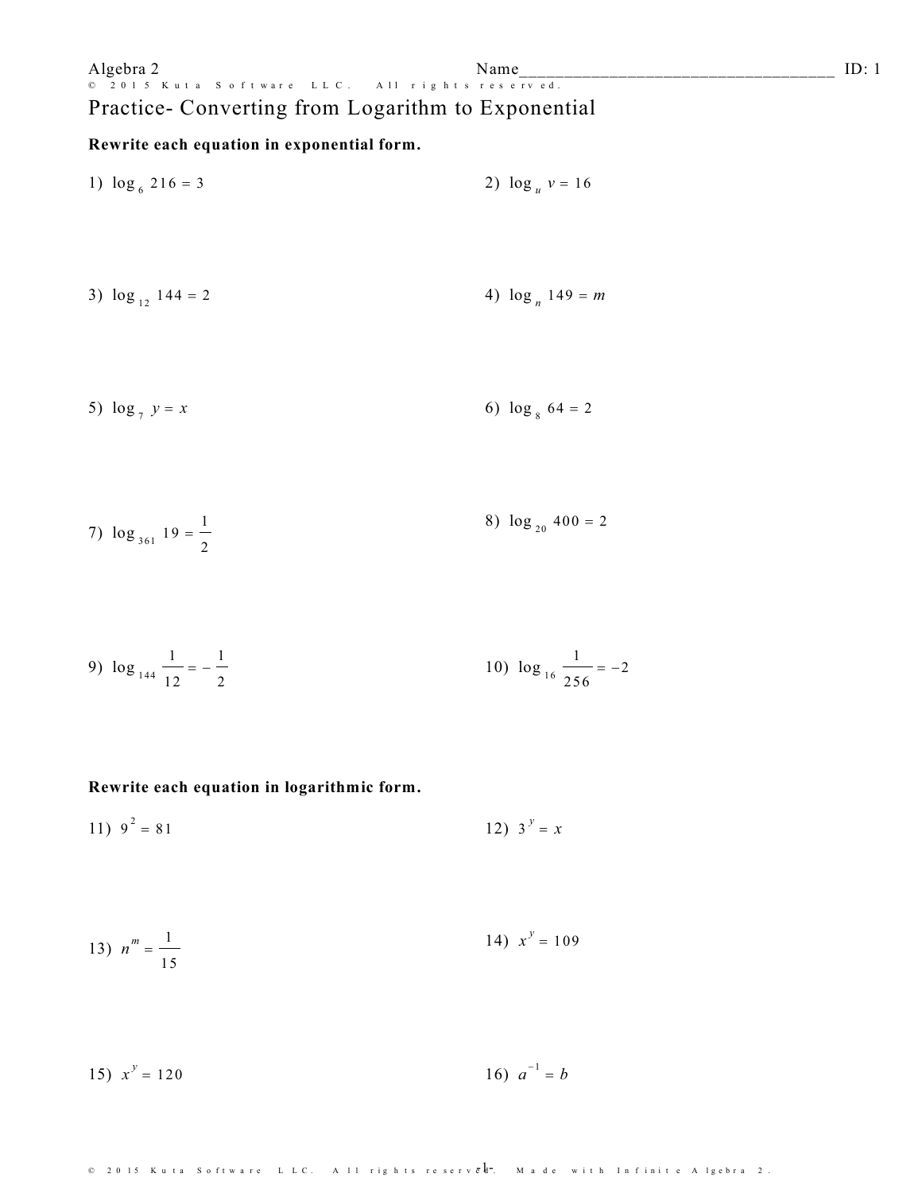Algebra 2

Name____________________________________ ID: 1

# Practice- Converting from Logarithm to Exponential

**Rewrite each equation in exponential form.**

1) $\log_{6} 216 = 3$

2) $\log_{u} v = 16$

3) $\log_{12} 144 = 2$

4) $\log_{n} 149 = m$

5) $\log_{7} y = x$

6) $\log_{8} 64 = 2$

7) $\log_{361} 19 = \frac{1}{2}$

8) $\log_{20} 400 = 2$

9) $\log_{144} \frac{1}{12} = -\frac{1}{2}$

10) $\log_{16} \frac{1}{256} = -2$

**Rewrite each equation in logarithmic form.**

11) $9^{2} = 81$

12) $3^{y} = x$

13) $n^{m} = \frac{1}{15}$

14) $x^{y} = 109$

15) $x^{y} = 120$

16) $a^{-1} = b$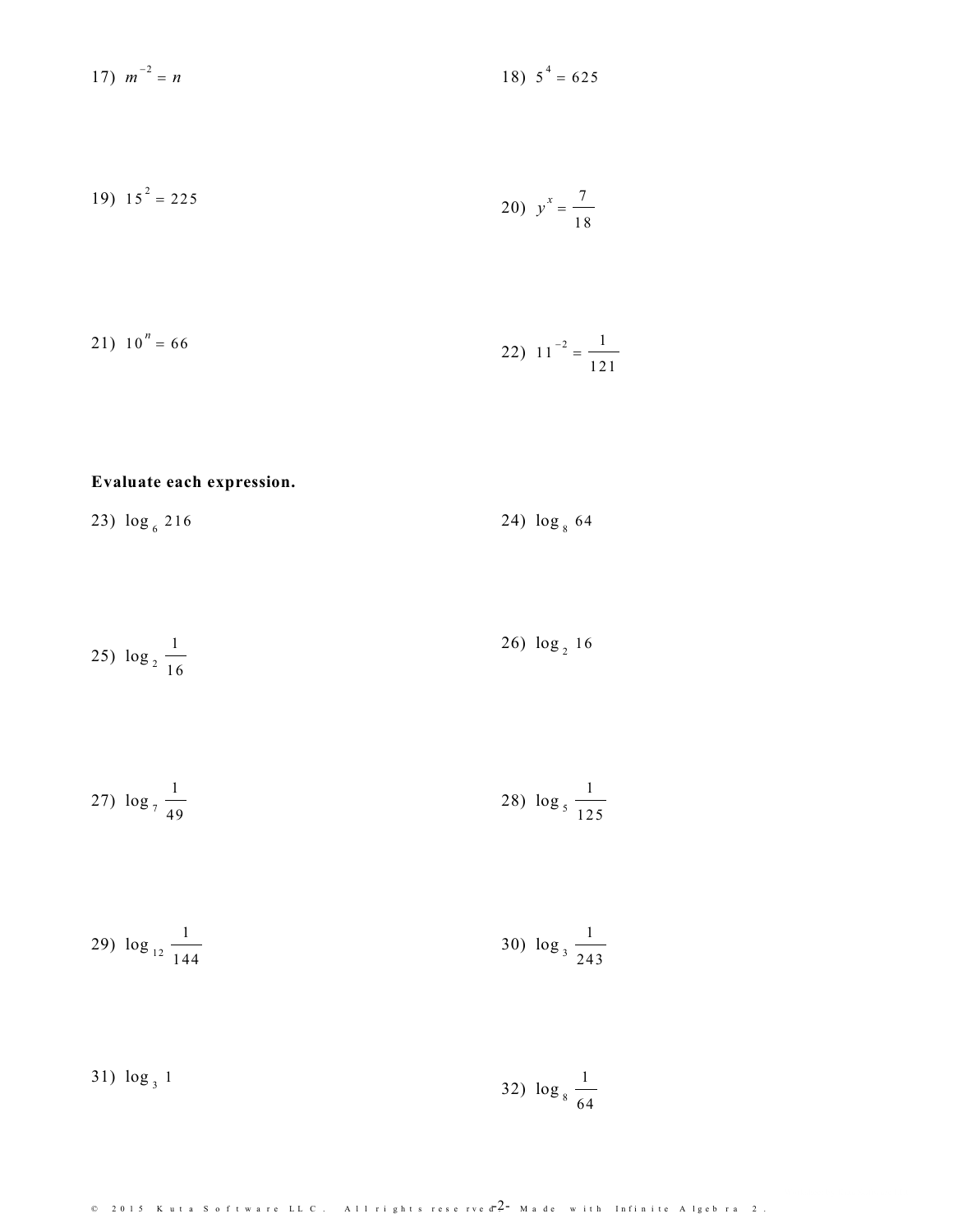17) $m^{-2} = n$

18) $5^4 = 625$

19) $15^2 = 225$

20) $y^x = \frac{7}{18}$

21) $10^n = 66$

22) $11^{-2} = \frac{1}{121}$

**Evaluate each expression.**

23) $\log_6 216$

24) $\log_8 64$

25) $\log_2 \frac{1}{16}$

26) $\log_2 16$

27) $\log_7 \frac{1}{49}$

28) $\log_5 \frac{1}{125}$

29) $\log_{12} \frac{1}{144}$

30) $\log_3 \frac{1}{243}$

31) $\log_3 1$

32) $\log_8 \frac{1}{64}$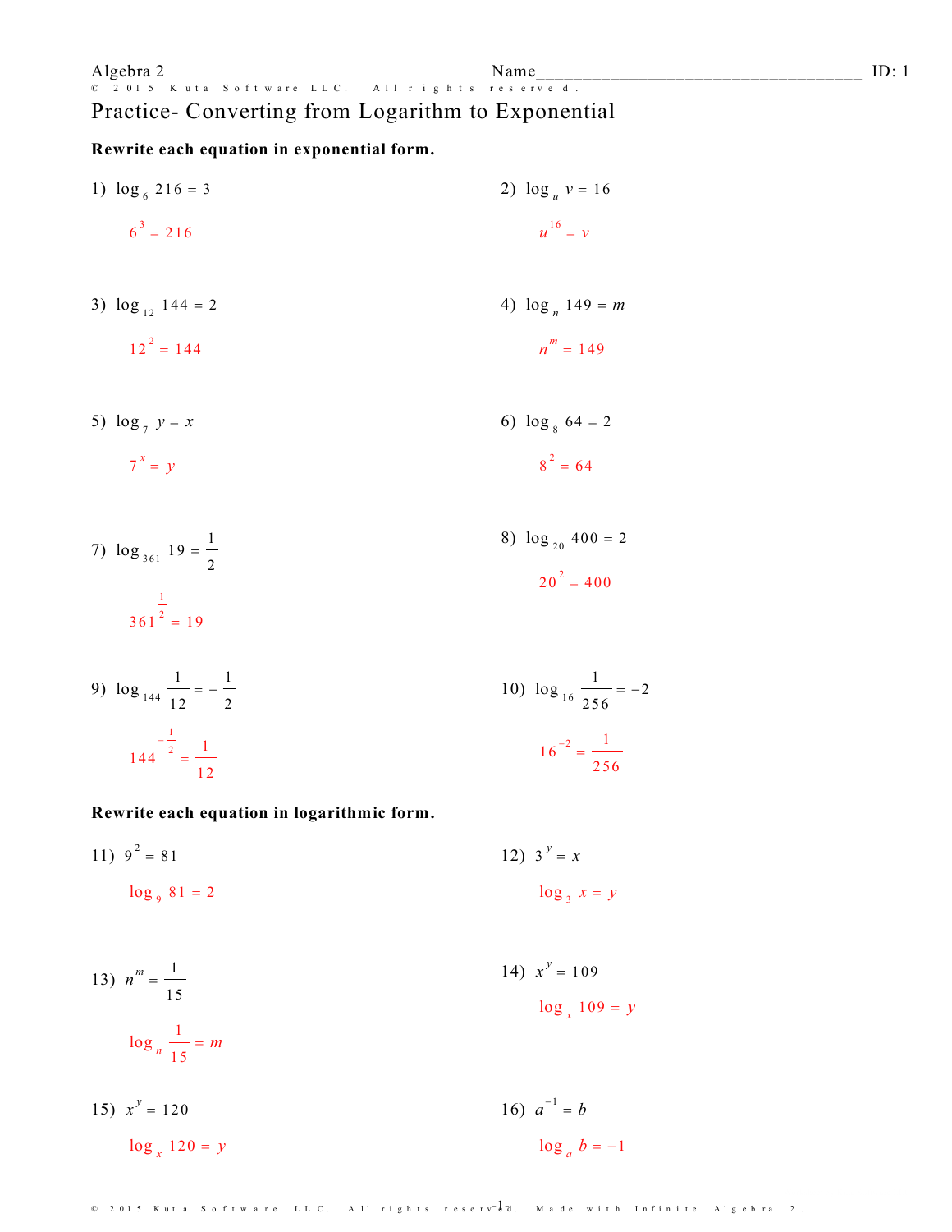Algebra 2

Name_________________________________ ID: 1

# Practice- Converting from Logarithm to Exponential

**Rewrite each equation in exponential form.**

1) $\log_6 216 = 3$

$6^3 = 216$

2) $\log_u v = 16$

$u^{16} = v$

3) $\log_{12} 144 = 2$

$12^2 = 144$

4) $\log_n 149 = m$

$n^m = 149$

5) $\log_7 y = x$

$7^x = y$

6) $\log_8 64 = 2$

$8^2 = 64$

7) $\log_{361} 19 = \frac{1}{2}$

$361^{\frac{1}{2}} = 19$

8) $\log_{20} 400 = 2$

$20^2 = 400$

9) $\log_{144} \frac{1}{12} = -\frac{1}{2}$

$144^{-\frac{1}{2}} = \frac{1}{12}$

10) $\log_{16} \frac{1}{256} = -2$

$16^{-2} = \frac{1}{256}$

**Rewrite each equation in logarithmic form.**

11) $9^2 = 81$

$\log_9 81 = 2$

12) $3^y = x$

$\log_3 x = y$

13) $n^m = \frac{1}{15}$

$\log_n \frac{1}{15} = m$

14) $x^y = 109$

$\log_x 109 = y$

15) $x^y = 120$

$\log_x 120 = y$

16) $a^{-1} = b$

$\log_a b = -1$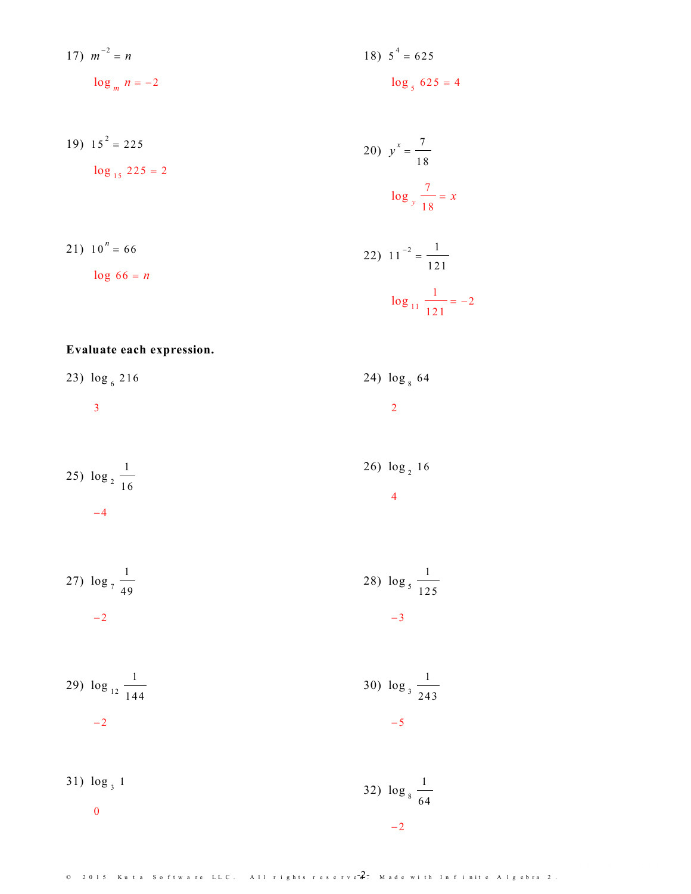17) $m^{-2} = n$

$\log_m n = -2$

18) $5^4 = 625$

$\log_5 625 = 4$

19) $15^2 = 225$

$\log_{15} 225 = 2$

20) $y^x = \frac{7}{18}$

$\log_y \frac{7}{18} = x$

21) $10^n = 66$

$\log 66 = n$

22) $11^{-2} = \frac{1}{121}$

$\log_{11} \frac{1}{121} = -2$

**Evaluate each expression.**

23) $\log_6 216$

$3$

24) $\log_8 64$

$2$

25) $\log_2 \frac{1}{16}$

$-4$

26) $\log_2 16$

$4$

27) $\log_7 \frac{1}{49}$

$-2$

28) $\log_5 \frac{1}{125}$

$-3$

29) $\log_{12} \frac{1}{144}$

$-2$

30) $\log_3 \frac{1}{243}$

$-5$

31) $\log_3 1$

$0$

32) $\log_8 \frac{1}{64}$

$-2$